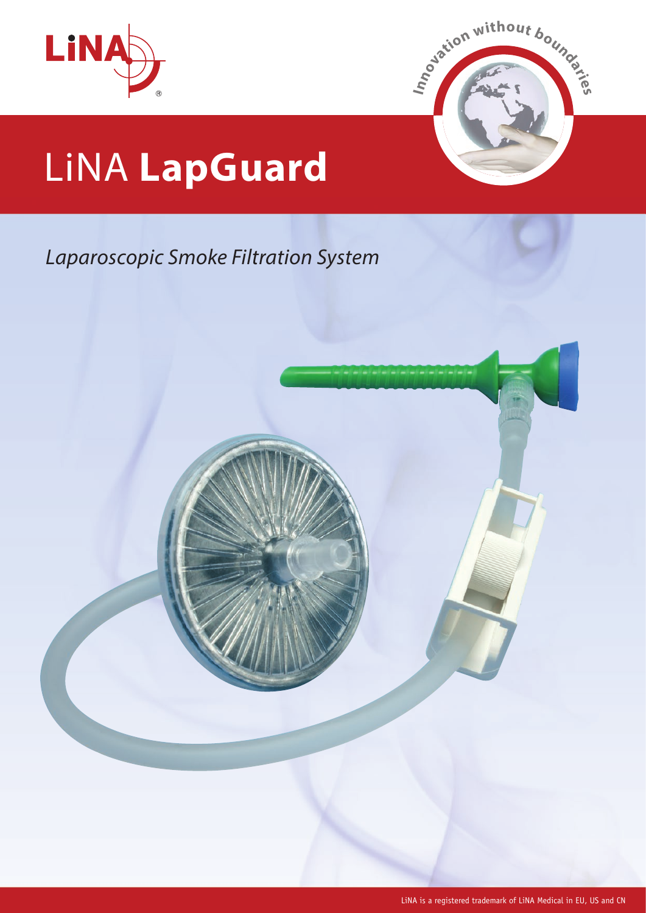# LiNA **LapGuard**

*Laparoscopic Smoke Filtration System*

LiNA is a registered trademark of LiNA Medical in EU, US and CN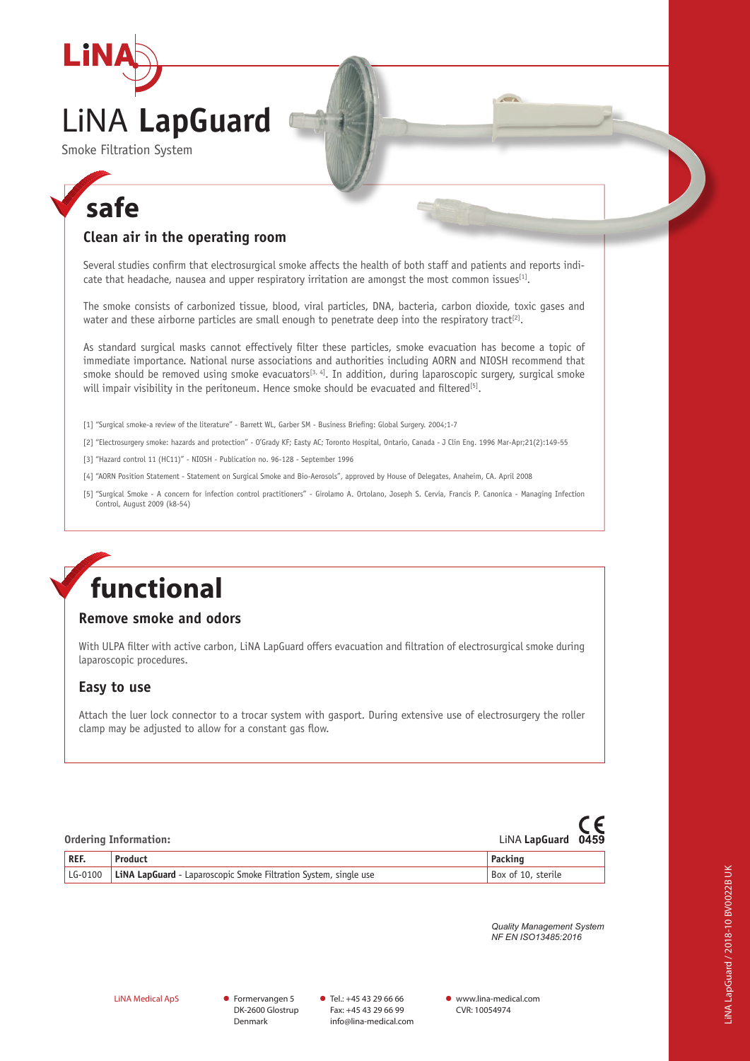# LiNA **LapGuard**

Smoke Filtration System

## safe

### Clean air in the operating room

Several studies confirm that electrosurgical smoke affects the health of both staff and patients and reports indicate that headache, nausea and upper respiratory irritation are amongst the most common issues[1].

The smoke consists of carbonized tissue, blood, viral particles, DNA, bacteria, carbon dioxide, toxic gases and water and these airborne particles are small enough to penetrate deep into the respiratory tract[2].

As standard surgical masks cannot effectively filter these particles, smoke evacuation has become a topic of immediate importance. National nurse associations and authorities including AORN and NIOSH recommend that smoke should be removed using smoke evacuators[3, 4]. In addition, during laparoscopic surgery, surgical smoke will impair visibility in the peritoneum. Hence smoke should be evacuated and filtered[5].

[1] "Surgical smoke-a review of the literature" - Barrett WL, Garber SM - Business Briefing: Global Surgery. 2004;1-7

[2] "Electrosurgery smoke: hazards and protection" - O'Grady KF; Easty AC; Toronto Hospital, Ontario, Canada - J Clin Eng. 1996 Mar-Apr;21(2):149-55

[3] "Hazard control 11 (HC11)" - NIOSH - Publication no. 96-128 - September 1996

[4] "AORN Position Statement - Statement on Surgical Smoke and Bio-Aerosols", approved by House of Delegates, Anaheim, CA. April 2008

[5] "Surgical Smoke - A concern for infection control practitioners" - Girolamo A. Ortolano, Joseph S. Cervia, Francis P. Canonica - Managing Infection Control, August 2009 (k8-54)

## functional

### Remove smoke and odors

With ULPA filter with active carbon, LiNA LapGuard offers evacuation and filtration of electrosurgical smoke during laparoscopic procedures.

### Easy to use

Attach the luer lock connector to a trocar system with gasport. During extensive use of electrosurgery the roller clamp may be adjusted to allow for a constant gas flow.

**Ordering Information:**

LiNA **LapGuard** CE 0459

| REF. | Product | Packing |
|---|---|---|
| LG-0100 | **LiNA LapGuard** - Laparoscopic Smoke Filtration System, single use | Box of 10, sterile |

*Quality Management System*
*NF EN ISO13485:2016*

LiNA Medical ApS

Formervangen 5
DK-2600 Glostrup
Denmark

Tel.: +45 43 29 66 66
Fax: +45 43 29 66 99
info@lina-medical.com

www.lina-medical.com
CVR: 10054974

LiNA LapGuard / 2018-10 BV0022B UK